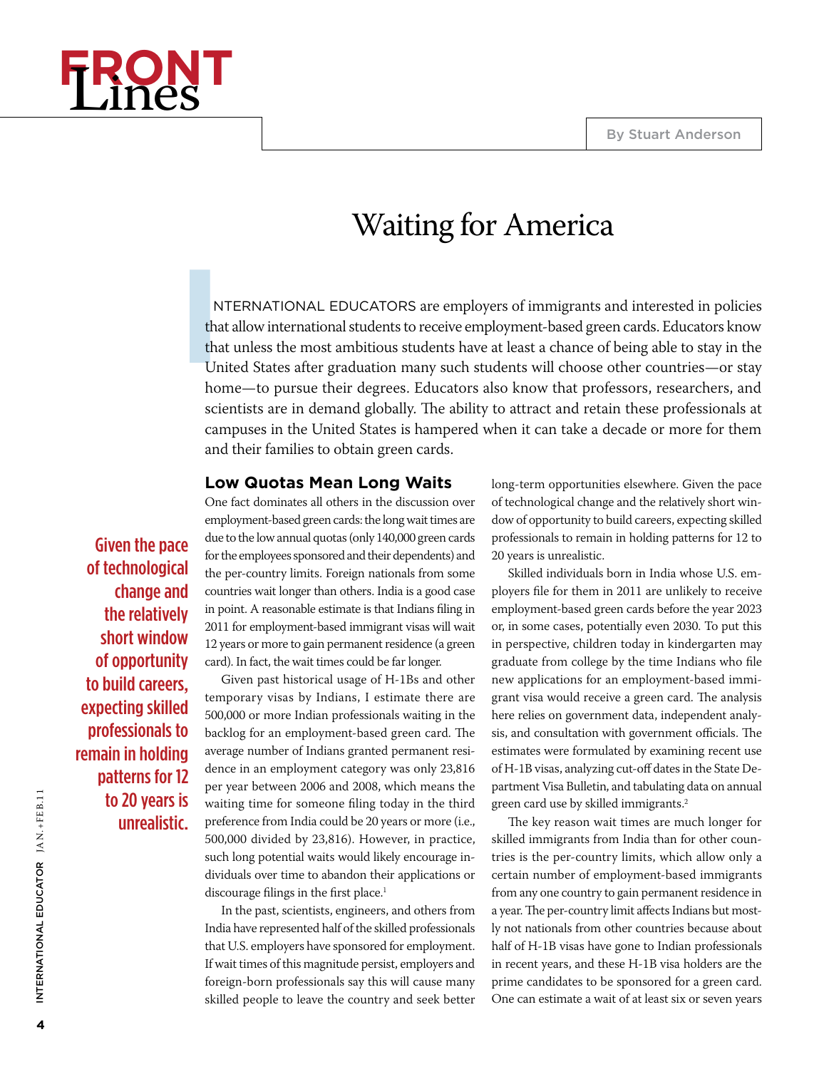# Front Lines

By Stuart Anderson

## Waiting for America

INTERNATIONAL EDUCATORS are employers of immigrants and interested in policies that allow international students to receive employment-based green cards. Educators know that unless the most ambitious students have at least a chance of being able to stay in the United States after graduation many such students will choose other countries—or stay home—to pursue their degrees. Educators also know that professors, researchers, and scientists are in demand globally. The ability to attract and retain these professionals at campuses in the United States is hampered when it can take a decade or more for them and their families to obtain green cards.

### Low Quotas Mean Long Waits

One fact dominates all others in the discussion over employment-based green cards: the long wait times are due to the low annual quotas (only 140,000 green cards for the employees sponsored and their dependents) and the per-country limits. Foreign nationals from some countries wait longer than others. India is a good case in point. A reasonable estimate is that Indians filing in 2011 for employment-based immigrant visas will wait 12 years or more to gain permanent residence (a green card). In fact, the wait times could be far longer.

Given past historical usage of H-1Bs and other temporary visas by Indians, I estimate there are 500,000 or more Indian professionals waiting in the backlog for an employment-based green card. The average number of Indians granted permanent residence in an employment category was only 23,816 per year between 2006 and 2008, which means the waiting time for someone filing today in the third preference from India could be 20 years or more (i.e., 500,000 divided by 23,816). However, in practice, such long potential waits would likely encourage individuals over time to abandon their applications or discourage filings in the first place.[1]

In the past, scientists, engineers, and others from India have represented half of the skilled professionals that U.S. employers have sponsored for employment. If wait times of this magnitude persist, employers and foreign-born professionals say this will cause many skilled people to leave the country and seek better long-term opportunities elsewhere. Given the pace of technological change and the relatively short window of opportunity to build careers, expecting skilled professionals to remain in holding patterns for 12 to 20 years is unrealistic.

> Given the pace of technological change and the relatively short window of opportunity to build careers, expecting skilled professionals to remain in holding patterns for 12 to 20 years is unrealistic.

Skilled individuals born in India whose U.S. employers file for them in 2011 are unlikely to receive employment-based green cards before the year 2023 or, in some cases, potentially even 2030. To put this in perspective, children today in kindergarten may graduate from college by the time Indians who file new applications for an employment-based immigrant visa would receive a green card. The analysis here relies on government data, independent analysis, and consultation with government officials. The estimates were formulated by examining recent use of H-1B visas, analyzing cut-off dates in the State Department Visa Bulletin, and tabulating data on annual green card use by skilled immigrants.[2]

The key reason wait times are much longer for skilled immigrants from India than for other countries is the per-country limits, which allow only a certain number of employment-based immigrants from any one country to gain permanent residence in a year. The per-country limit affects Indians but mostly not nationals from other countries because about half of H-1B visas have gone to Indian professionals in recent years, and these H-1B visa holders are the prime candidates to be sponsored for a green card. One can estimate a wait of at least six or seven years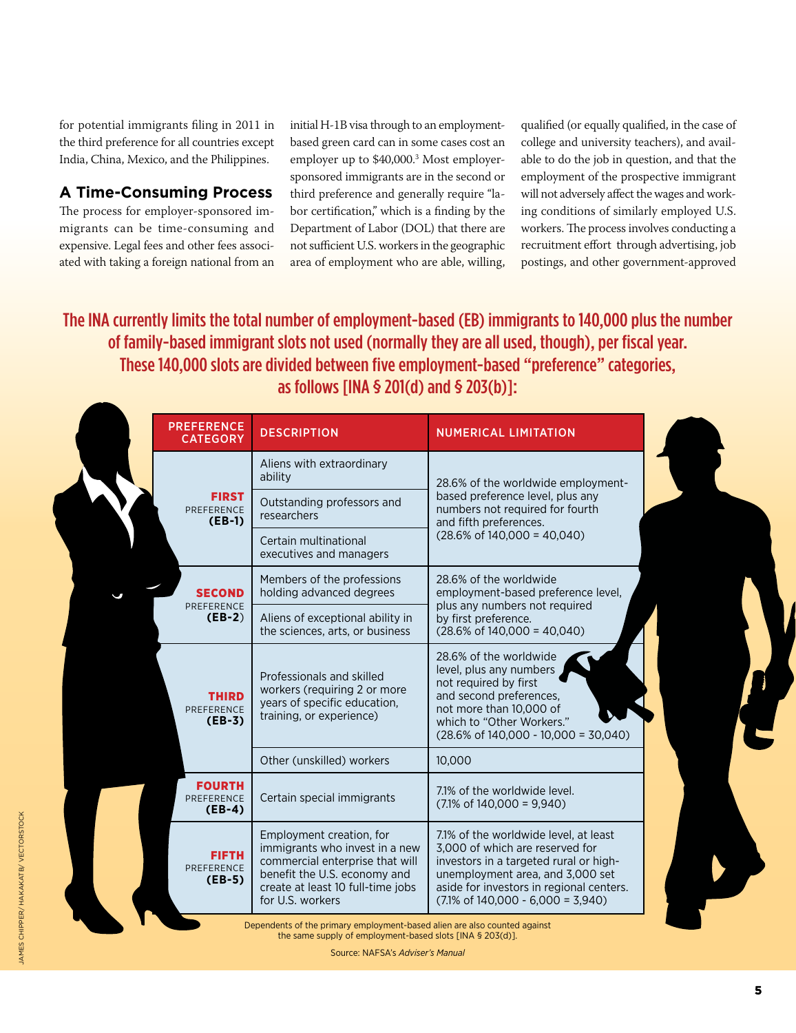for potential immigrants filing in 2011 in the third preference for all countries except India, China, Mexico, and the Philippines.

## A Time-Consuming Process

The process for employer-sponsored immigrants can be time-consuming and expensive. Legal fees and other fees associated with taking a foreign national from an initial H-1B visa through to an employment-based green card can in some cases cost an employer up to $40,000.[3] Most employer-sponsored immigrants are in the second or third preference and generally require "labor certification," which is a finding by the Department of Labor (DOL) that there are not sufficient U.S. workers in the geographic area of employment who are able, willing, qualified (or equally qualified, in the case of college and university teachers), and available to do the job in question, and that the employment of the prospective immigrant will not adversely affect the wages and working conditions of similarly employed U.S. workers. The process involves conducting a recruitment effort through advertising, job postings, and other government-approved

**The INA currently limits the total number of employment-based (EB) immigrants to 140,000 plus the number of family-based immigrant slots not used (normally they are all used, though), per fiscal year. These 140,000 slots are divided between five employment-based "preference" categories, as follows [INA § 201(d) and § 203(b)]:**

| PREFERENCE CATEGORY | DESCRIPTION | NUMERICAL LIMITATION |
|---|---|---|
| **FIRST** PREFERENCE **(EB-1)** | Aliens with extraordinary ability | 28.6% of the worldwide employment-based preference level, plus any numbers not required for fourth and fifth preferences. (28.6% of 140,000 = 40,040) |
| | Outstanding professors and researchers | |
| | Certain multinational executives and managers | |
| **SECOND** PREFERENCE **(EB-2)** | Members of the professions holding advanced degrees | 28.6% of the worldwide employment-based preference level, plus any numbers not required by first preference. (28.6% of 140,000 = 40,040) |
| | Aliens of exceptional ability in the sciences, arts, or business | |
| **THIRD** PREFERENCE **(EB-3)** | Professionals and skilled workers (requiring 2 or more years of specific education, training, or experience) | 28.6% of the worldwide level, plus any numbers not required by first and second preferences, not more than 10,000 of which to "Other Workers." (28.6% of 140,000 - 10,000 = 30,040) |
| | Other (unskilled) workers | 10,000 |
| **FOURTH** PREFERENCE **(EB-4)** | Certain special immigrants | 7.1% of the worldwide level. (7.1% of 140,000 = 9,940) |
| **FIFTH** PREFERENCE **(EB-5)** | Employment creation, for immigrants who invest in a new commercial enterprise that will benefit the U.S. economy and create at least 10 full-time jobs for U.S. workers | 7.1% of the worldwide level, at least 3,000 of which are reserved for investors in a targeted rural or high-unemployment area, and 3,000 set aside for investors in regional centers. (7.1% of 140,000 - 6,000 = 3,940) |

Dependents of the primary employment-based alien are also counted against the same supply of employment-based slots [INA § 203(d)].

Source: NAFSA's *Adviser's Manual*

JAMES CHIPPER/ HAKAKATB/ VECTORSTOCK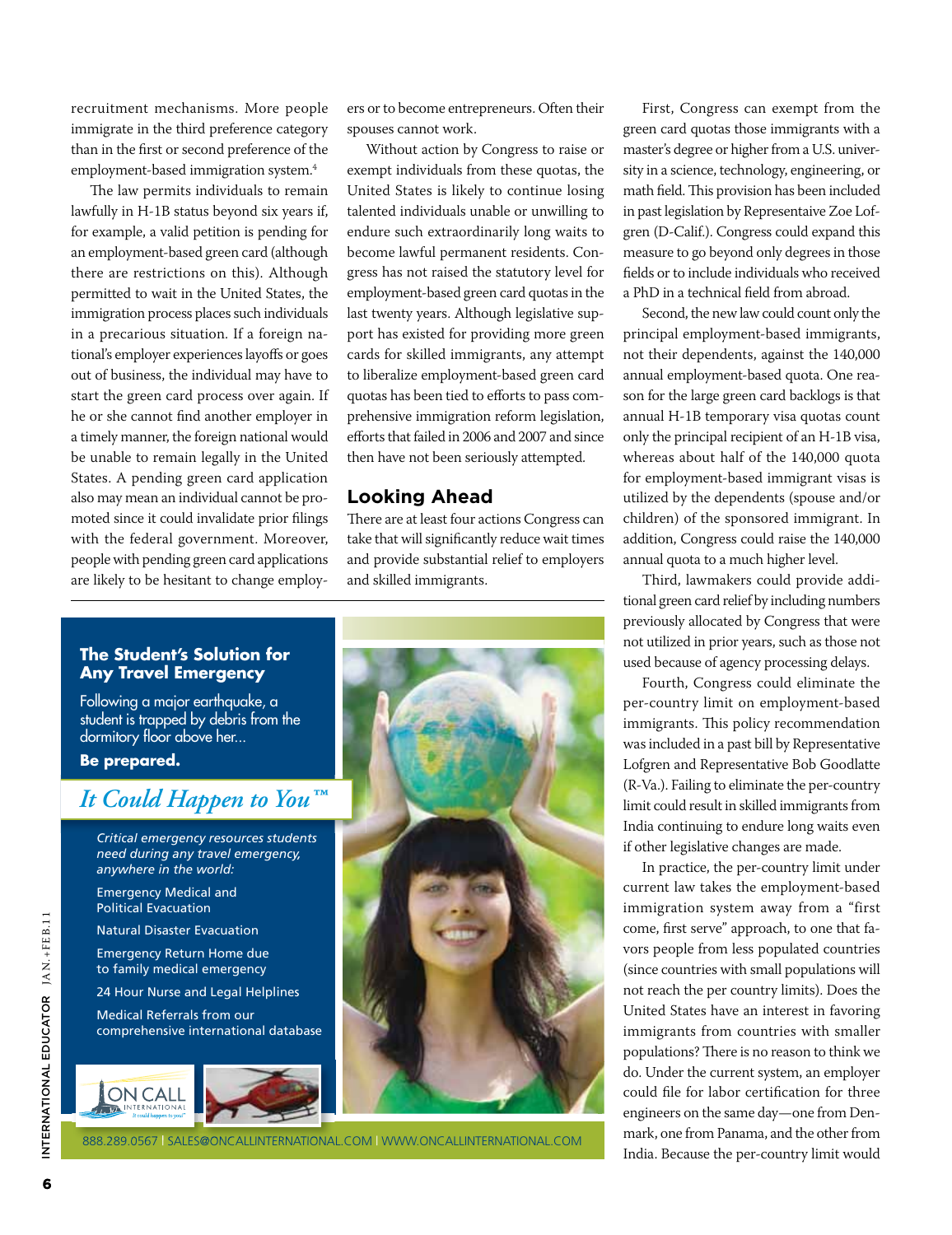recruitment mechanisms. More people immigrate in the third preference category than in the first or second preference of the employment-based immigration system.[4]

The law permits individuals to remain lawfully in H-1B status beyond six years if, for example, a valid petition is pending for an employment-based green card (although there are restrictions on this). Although permitted to wait in the United States, the immigration process places such individuals in a precarious situation. If a foreign national's employer experiences layoffs or goes out of business, the individual may have to start the green card process over again. If he or she cannot find another employer in a timely manner, the foreign national would be unable to remain legally in the United States. A pending green card application also may mean an individual cannot be promoted since it could invalidate prior filings with the federal government. Moreover, people with pending green card applications are likely to be hesitant to change employers or to become entrepreneurs. Often their spouses cannot work.

Without action by Congress to raise or exempt individuals from these quotas, the United States is likely to continue losing talented individuals unable or unwilling to endure such extraordinarily long waits to become lawful permanent residents. Congress has not raised the statutory level for employment-based green card quotas in the last twenty years. Although legislative support has existed for providing more green cards for skilled immigrants, any attempt to liberalize employment-based green card quotas has been tied to efforts to pass comprehensive immigration reform legislation, efforts that failed in 2006 and 2007 and since then have not been seriously attempted.

## Looking Ahead

There are at least four actions Congress can take that will significantly reduce wait times and provide substantial relief to employers and skilled immigrants.

First, Congress can exempt from the green card quotas those immigrants with a master's degree or higher from a U.S. university in a science, technology, engineering, or math field. This provision has been included in past legislation by Representaive Zoe Lofgren (D-Calif.). Congress could expand this measure to go beyond only degrees in those fields or to include individuals who received a PhD in a technical field from abroad.

Second, the new law could count only the principal employment-based immigrants, not their dependents, against the 140,000 annual employment-based quota. One reason for the large green card backlogs is that annual H-1B temporary visa quotas count only the principal recipient of an H-1B visa, whereas about half of the 140,000 quota for employment-based immigrant visas is utilized by the dependents (spouse and/or children) of the sponsored immigrant. In addition, Congress could raise the 140,000 annual quota to a much higher level.

Third, lawmakers could provide additional green card relief by including numbers previously allocated by Congress that were not utilized in prior years, such as those not used because of agency processing delays.

Fourth, Congress could eliminate the per-country limit on employment-based immigrants. This policy recommendation was included in a past bill by Representative Lofgren and Representative Bob Goodlatte (R-Va.). Failing to eliminate the per-country limit could result in skilled immigrants from India continuing to endure long waits even if other legislative changes are made.

In practice, the per-country limit under current law takes the employment-based immigration system away from a "first come, first serve" approach, to one that favors people from less populated countries (since countries with small populations will not reach the per country limits). Does the United States have an interest in favoring immigrants from countries with smaller populations? There is no reason to think we do. Under the current system, an employer could file for labor certification for three engineers on the same day—one from Denmark, one from Panama, and the other from India. Because the per-country limit would

**The Student's Solution for Any Travel Emergency**

Following a major earthquake, a student is trapped by debris from the dormitory floor above her...

**Be prepared.**

*It Could Happen to You™*

*Critical emergency resources students need during any travel emergency, anywhere in the world:*

Emergency Medical and Political Evacuation

Natural Disaster Evacuation

Emergency Return Home due to family medical emergency

24 Hour Nurse and Legal Helplines

Medical Referrals from our comprehensive international database

ON CALL INTERNATIONAL — It could happen to you!

888.289.0567 | SALES@ONCALLINTERNATIONAL.COM | WWW.ONCALLINTERNATIONAL.COM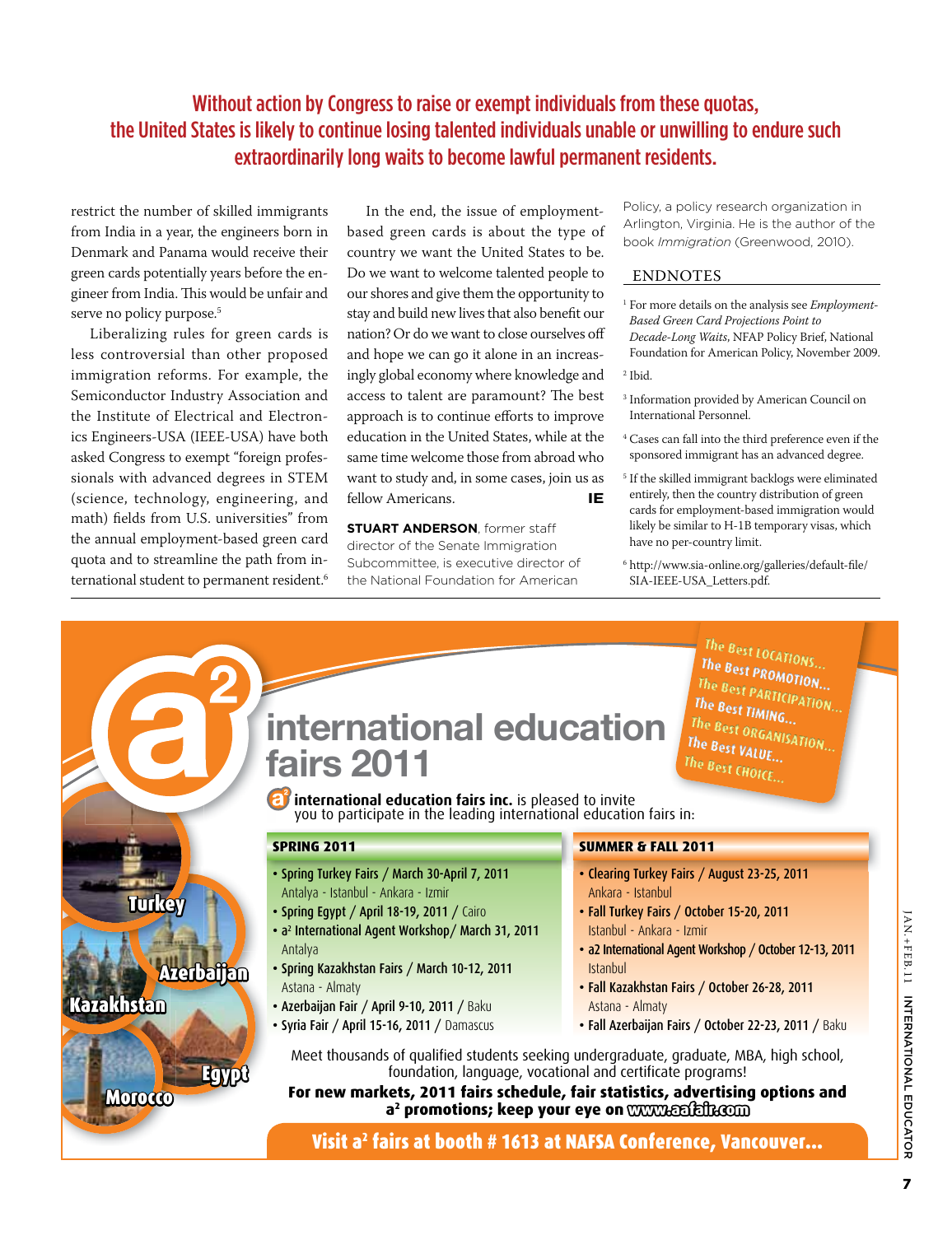**Without action by Congress to raise or exempt individuals from these quotas, the United States is likely to continue losing talented individuals unable or unwilling to endure such extraordinarily long waits to become lawful permanent residents.**

restrict the number of skilled immigrants from India in a year, the engineers born in Denmark and Panama would receive their green cards potentially years before the engineer from India. This would be unfair and serve no policy purpose.[5]

Liberalizing rules for green cards is less controversial than other proposed immigration reforms. For example, the Semiconductor Industry Association and the Institute of Electrical and Electronics Engineers-USA (IEEE-USA) have both asked Congress to exempt "foreign professionals with advanced degrees in STEM (science, technology, engineering, and math) fields from U.S. universities" from the annual employment-based green card quota and to streamline the path from international student to permanent resident.[6]

In the end, the issue of employment-based green cards is about the type of country we want the United States to be. Do we want to welcome talented people to our shores and give them the opportunity to stay and build new lives that also benefit our nation? Or do we want to close ourselves off and hope we can go it alone in an increasingly global economy where knowledge and access to talent are paramount? The best approach is to continue efforts to improve education in the United States, while at the same time welcome those from abroad who want to study and, in some cases, join us as fellow Americans. **IE**

**STUART ANDERSON**, former staff director of the Senate Immigration Subcommittee, is executive director of the National Foundation for American Policy, a policy research organization in Arlington, Virginia. He is the author of the book *Immigration* (Greenwood, 2010).

## ENDNOTES

1 For more details on the analysis see *Employment-Based Green Card Projections Point to Decade-Long Waits*, NFAP Policy Brief, National Foundation for American Policy, November 2009.

2 Ibid.

3 Information provided by American Council on International Personnel.

4 Cases can fall into the third preference even if the sponsored immigrant has an advanced degree.

5 If the skilled immigrant backlogs were eliminated entirely, then the country distribution of green cards for employment-based immigration would likely be similar to H-1B temporary visas, which have no per-country limit.

6 http://www.sia-online.org/galleries/default-file/SIA-IEEE-USA_Letters.pdf.

---

# a² international education fairs 2011

The Best LOCATIONS...
The Best PROMOTION...
The Best PARTICIPATION...
The Best TIMING...
The Best ORGANISATION...
The Best VALUE...
The Best CHOICE...

**international education fairs inc.** is pleased to invite you to participate in the leading international education fairs in:

Turkey · Azerbaijan · Kazakhstan · Egypt · Morocco

### SPRING 2011

- **Spring Turkey Fairs / March 30-April 7, 2011**
  Antalya - Istanbul - Ankara - Izmir
- **Spring Egypt / April 18-19, 2011** / Cairo
- **a² International Agent Workshop/ March 31, 2011**
  Antalya
- **Spring Kazakhstan Fairs / March 10-12, 2011**
  Astana - Almaty
- **Azerbaijan Fair / April 9-10, 2011** / Baku
- **Syria Fair / April 15-16, 2011** / Damascus

### SUMMER & FALL 2011

- **Clearing Turkey Fairs / August 23-25, 2011**
  Ankara - Istanbul
- **Fall Turkey Fairs / October 15-20, 2011**
  Istanbul - Ankara - Izmir
- **a2 International Agent Workshop / October 12-13, 2011**
  Istanbul
- **Fall Kazakhstan Fairs / October 26-28, 2011**
  Astana - Almaty
- **Fall Azerbaijan Fairs / October 22-23, 2011** / Baku

Meet thousands of qualified students seeking undergraduate, graduate, MBA, high school, foundation, language, vocational and certificate programs!

**For new markets, 2011 fairs schedule, fair statistics, advertising options and a² promotions; keep your eye on www.aafair.com**

**Visit a² fairs at booth # 1613 at NAFSA Conference, Vancouver...**